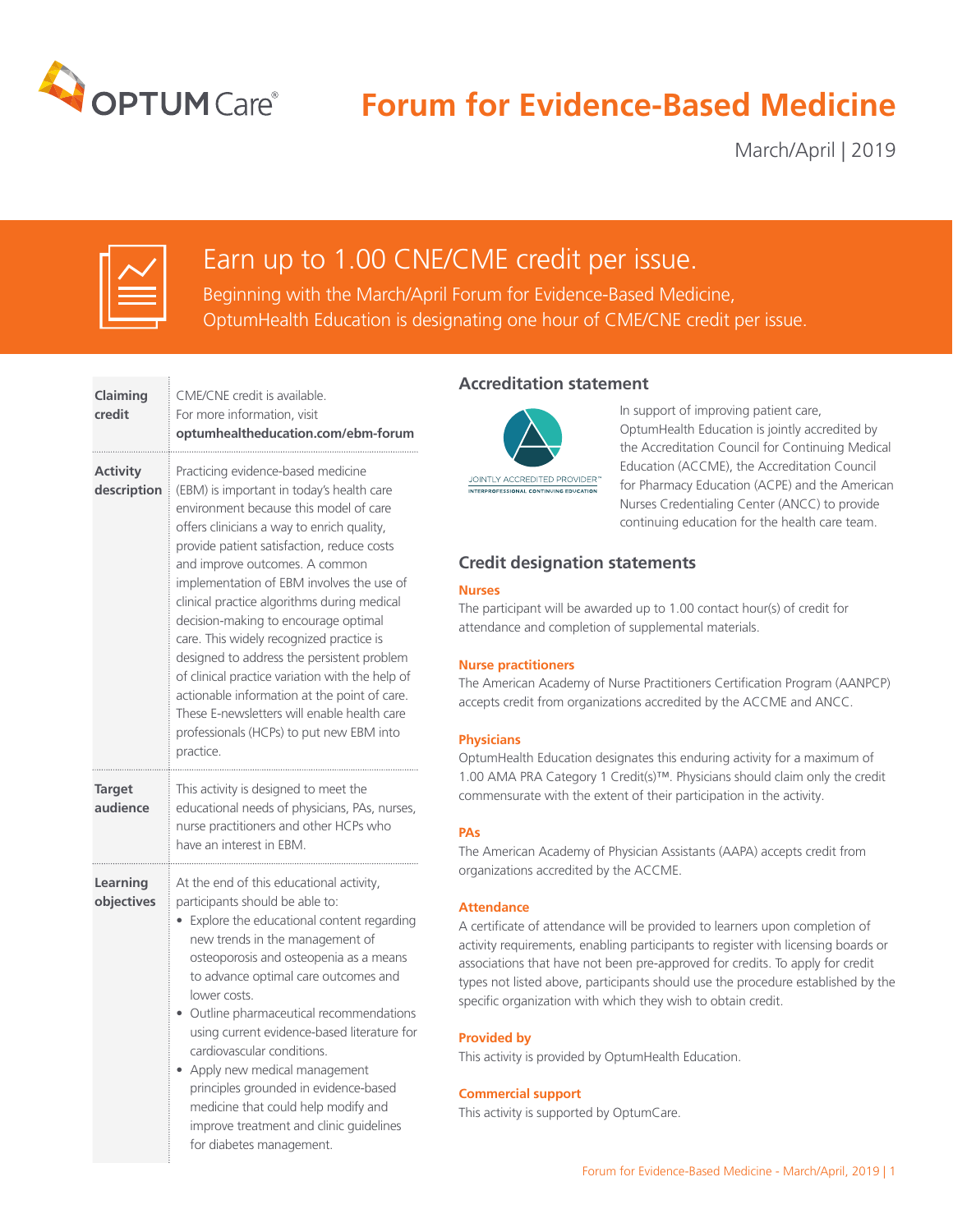# Forum for Evidence-Based Medicine

March/April | 2019

## Earn up to 1.00 CNE/CME credit per issue.

Beginning with the March/April Forum for Evidence-Based Medicine, OptumHealth Education is designating one hour of CME/CNE credit per issue.

| | |
|---|---|
| **Claiming credit** | CME/CNE credit is available. For more information, visit **optumhealtheducation.com/ebm-forum** |
| **Activity description** | Practicing evidence-based medicine (EBM) is important in today's health care environment because this model of care offers clinicians a way to enrich quality, provide patient satisfaction, reduce costs and improve outcomes. A common implementation of EBM involves the use of clinical practice algorithms during medical decision-making to encourage optimal care. This widely recognized practice is designed to address the persistent problem of clinical practice variation with the help of actionable information at the point of care. These E-newsletters will enable health care professionals (HCPs) to put new EBM into practice. |
| **Target audience** | This activity is designed to meet the educational needs of physicians, PAs, nurses, nurse practitioners and other HCPs who have an interest in EBM. |
| **Learning objectives** | At the end of this educational activity, participants should be able to: <br>• Explore the educational content regarding new trends in the management of osteoporosis and osteopenia as a means to advance optimal care outcomes and lower costs. <br>• Outline pharmaceutical recommendations using current evidence-based literature for cardiovascular conditions. <br>• Apply new medical management principles grounded in evidence-based medicine that could help modify and improve treatment and clinic guidelines for diabetes management. |

### Accreditation statement

JOINTLY ACCREDITED PROVIDER™ INTERPROFESSIONAL CONTINUING EDUCATION

In support of improving patient care, OptumHealth Education is jointly accredited by the Accreditation Council for Continuing Medical Education (ACCME), the Accreditation Council for Pharmacy Education (ACPE) and the American Nurses Credentialing Center (ANCC) to provide continuing education for the health care team.

### Credit designation statements

**Nurses**

The participant will be awarded up to 1.00 contact hour(s) of credit for attendance and completion of supplemental materials.

**Nurse practitioners**

The American Academy of Nurse Practitioners Certification Program (AANPCP) accepts credit from organizations accredited by the ACCME and ANCC.

**Physicians**

OptumHealth Education designates this enduring activity for a maximum of 1.00 AMA PRA Category 1 Credit(s)™. Physicians should claim only the credit commensurate with the extent of their participation in the activity.

**PAs**

The American Academy of Physician Assistants (AAPA) accepts credit from organizations accredited by the ACCME.

**Attendance**

A certificate of attendance will be provided to learners upon completion of activity requirements, enabling participants to register with licensing boards or associations that have not been pre-approved for credits. To apply for credit types not listed above, participants should use the procedure established by the specific organization with which they wish to obtain credit.

**Provided by**

This activity is provided by OptumHealth Education.

**Commercial support**

This activity is supported by OptumCare.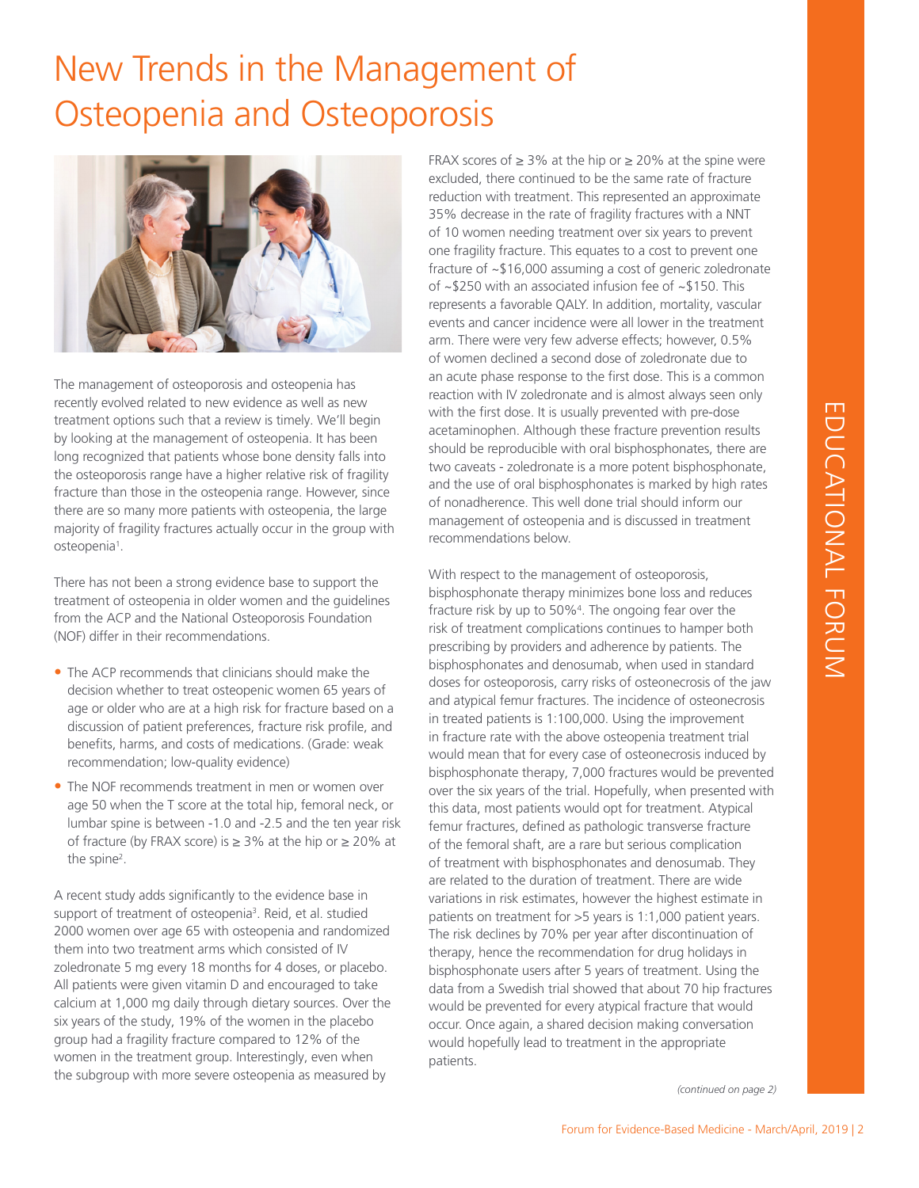# New Trends in the Management of Osteopenia and Osteoporosis

The management of osteoporosis and osteopenia has recently evolved related to new evidence as well as new treatment options such that a review is timely. We'll begin by looking at the management of osteopenia. It has been long recognized that patients whose bone density falls into the osteoporosis range have a higher relative risk of fragility fracture than those in the osteopenia range. However, since there are so many more patients with osteopenia, the large majority of fragility fractures actually occur in the group with osteopenia[1].

There has not been a strong evidence base to support the treatment of osteopenia in older women and the guidelines from the ACP and the National Osteoporosis Foundation (NOF) differ in their recommendations.

- The ACP recommends that clinicians should make the decision whether to treat osteopenic women 65 years of age or older who are at a high risk for fracture based on a discussion of patient preferences, fracture risk profile, and benefits, harms, and costs of medications. (Grade: weak recommendation; low-quality evidence)
- The NOF recommends treatment in men or women over age 50 when the T score at the total hip, femoral neck, or lumbar spine is between -1.0 and -2.5 and the ten year risk of fracture (by FRAX score) is ≥ 3% at the hip or ≥ 20% at the spine[2].

A recent study adds significantly to the evidence base in support of treatment of osteopenia[3]. Reid, et al. studied 2000 women over age 65 with osteopenia and randomized them into two treatment arms which consisted of IV zoledronate 5 mg every 18 months for 4 doses, or placebo. All patients were given vitamin D and encouraged to take calcium at 1,000 mg daily through dietary sources. Over the six years of the study, 19% of the women in the placebo group had a fragility fracture compared to 12% of the women in the treatment group. Interestingly, even when the subgroup with more severe osteopenia as measured by FRAX scores of ≥ 3% at the hip or ≥ 20% at the spine were excluded, there continued to be the same rate of fracture reduction with treatment. This represented an approximate 35% decrease in the rate of fragility fractures with a NNT of 10 women needing treatment over six years to prevent one fragility fracture. This equates to a cost to prevent one fracture of ~$16,000 assuming a cost of generic zoledronate of ~$250 with an associated infusion fee of ~$150. This represents a favorable QALY. In addition, mortality, vascular events and cancer incidence were all lower in the treatment arm. There were very few adverse effects; however, 0.5% of women declined a second dose of zoledronate due to an acute phase response to the first dose. This is a common reaction with IV zoledronate and is almost always seen only with the first dose. It is usually prevented with pre-dose acetaminophen. Although these fracture prevention results should be reproducible with oral bisphosphonates, there are two caveats - zoledronate is a more potent bisphosphonate, and the use of oral bisphosphonates is marked by high rates of nonadherence. This well done trial should inform our management of osteopenia and is discussed in treatment recommendations below.

With respect to the management of osteoporosis, bisphosphonate therapy minimizes bone loss and reduces fracture risk by up to 50%[4]. The ongoing fear over the risk of treatment complications continues to hamper both prescribing by providers and adherence by patients. The bisphosphonates and denosumab, when used in standard doses for osteoporosis, carry risks of osteonecrosis of the jaw and atypical femur fractures. The incidence of osteonecrosis in treated patients is 1:100,000. Using the improvement in fracture rate with the above osteopenia treatment trial would mean that for every case of osteonecrosis induced by bisphosphonate therapy, 7,000 fractures would be prevented over the six years of the trial. Hopefully, when presented with this data, most patients would opt for treatment. Atypical femur fractures, defined as pathologic transverse fracture of the femoral shaft, are a rare but serious complication of treatment with bisphosphonates and denosumab. They are related to the duration of treatment. There are wide variations in risk estimates, however the highest estimate in patients on treatment for >5 years is 1:1,000 patient years. The risk declines by 70% per year after discontinuation of therapy, hence the recommendation for drug holidays in bisphosphonate users after 5 years of treatment. Using the data from a Swedish trial showed that about 70 hip fractures would be prevented for every atypical fracture that would occur. Once again, a shared decision making conversation would hopefully lead to treatment in the appropriate patients.

*(continued on page 2)*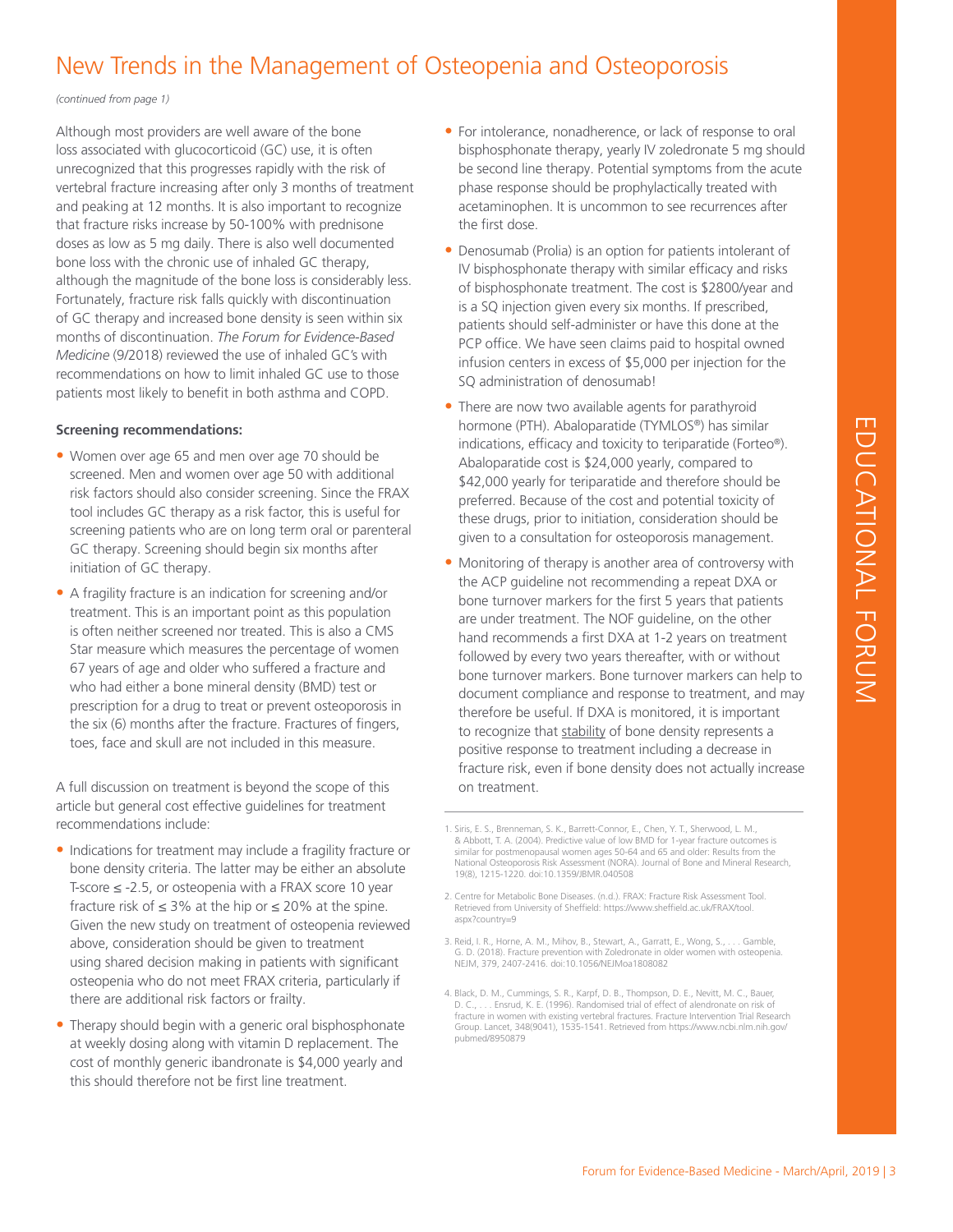# New Trends in the Management of Osteopenia and Osteoporosis

*(continued from page 1)*

Although most providers are well aware of the bone loss associated with glucocorticoid (GC) use, it is often unrecognized that this progresses rapidly with the risk of vertebral fracture increasing after only 3 months of treatment and peaking at 12 months. It is also important to recognize that fracture risks increase by 50-100% with prednisone doses as low as 5 mg daily. There is also well documented bone loss with the chronic use of inhaled GC therapy, although the magnitude of the bone loss is considerably less. Fortunately, fracture risk falls quickly with discontinuation of GC therapy and increased bone density is seen within six months of discontinuation. *The Forum for Evidence-Based Medicine* (9/2018) reviewed the use of inhaled GC's with recommendations on how to limit inhaled GC use to those patients most likely to benefit in both asthma and COPD.

**Screening recommendations:**

- Women over age 65 and men over age 70 should be screened. Men and women over age 50 with additional risk factors should also consider screening. Since the FRAX tool includes GC therapy as a risk factor, this is useful for screening patients who are on long term oral or parenteral GC therapy. Screening should begin six months after initiation of GC therapy.
- A fragility fracture is an indication for screening and/or treatment. This is an important point as this population is often neither screened nor treated. This is also a CMS Star measure which measures the percentage of women 67 years of age and older who suffered a fracture and who had either a bone mineral density (BMD) test or prescription for a drug to treat or prevent osteoporosis in the six (6) months after the fracture. Fractures of fingers, toes, face and skull are not included in this measure.

A full discussion on treatment is beyond the scope of this article but general cost effective guidelines for treatment recommendations include:

- Indications for treatment may include a fragility fracture or bone density criteria. The latter may be either an absolute T-score ≤ -2.5, or osteopenia with a FRAX score 10 year fracture risk of ≤ 3% at the hip or ≤ 20% at the spine. Given the new study on treatment of osteopenia reviewed above, consideration should be given to treatment using shared decision making in patients with significant osteopenia who do not meet FRAX criteria, particularly if there are additional risk factors or frailty.
- Therapy should begin with a generic oral bisphosphonate at weekly dosing along with vitamin D replacement. The cost of monthly generic ibandronate is $4,000 yearly and this should therefore not be first line treatment.
- For intolerance, nonadherence, or lack of response to oral bisphosphonate therapy, yearly IV zoledronate 5 mg should be second line therapy. Potential symptoms from the acute phase response should be prophylactically treated with acetaminophen. It is uncommon to see recurrences after the first dose.
- Denosumab (Prolia) is an option for patients intolerant of IV bisphosphonate therapy with similar efficacy and risks of bisphosphonate treatment. The cost is $2800/year and is a SQ injection given every six months. If prescribed, patients should self-administer or have this done at the PCP office. We have seen claims paid to hospital owned infusion centers in excess of $5,000 per injection for the SQ administration of denosumab!
- There are now two available agents for parathyroid hormone (PTH). Abaloparatide (TYMLOS®) has similar indications, efficacy and toxicity to teriparatide (Forteo®). Abaloparatide cost is $24,000 yearly, compared to $42,000 yearly for teriparatide and therefore should be preferred. Because of the cost and potential toxicity of these drugs, prior to initiation, consideration should be given to a consultation for osteoporosis management.
- Monitoring of therapy is another area of controversy with the ACP guideline not recommending a repeat DXA or bone turnover markers for the first 5 years that patients are under treatment. The NOF guideline, on the other hand recommends a first DXA at 1-2 years on treatment followed by every two years thereafter, with or without bone turnover markers. Bone turnover markers can help to document compliance and response to treatment, and may therefore be useful. If DXA is monitored, it is important to recognize that stability of bone density represents a positive response to treatment including a decrease in fracture risk, even if bone density does not actually increase on treatment.

---

1. Siris, E. S., Brenneman, S. K., Barrett-Connor, E., Chen, Y. T., Sherwood, L. M., & Abbott, T. A. (2004). Predictive value of low BMD for 1-year fracture outcomes is similar for postmenopausal women ages 50-64 and 65 and older: Results from the National Osteoporosis Risk Assessment (NORA). Journal of Bone and Mineral Research, 19(8), 1215-1220. doi:10.1359/JBMR.040508
2. Centre for Metabolic Bone Diseases. (n.d.). FRAX: Fracture Risk Assessment Tool. Retrieved from University of Sheffield: https://www.sheffield.ac.uk/FRAX/tool.aspx?country=9
3. Reid, I. R., Horne, A. M., Mihov, B., Stewart, A., Garratt, E., Wong, S., . . . Gamble, G. D. (2018). Fracture prevention with Zoledronate in older women with osteopenia. NEJM, 379, 2407-2416. doi:10.1056/NEJMoa1808082
4. Black, D. M., Cummings, S. R., Karpf, D. B., Thompson, D. E., Nevitt, M. C., Bauer, D. C., . . . Ensrud, K. E. (1996). Randomised trial of effect of alendronate on risk of fracture in women with existing vertebral fractures. Fracture Intervention Trial Research Group. Lancet, 348(9041), 1535-1541. Retrieved from https://www.ncbi.nlm.nih.gov/pubmed/8950879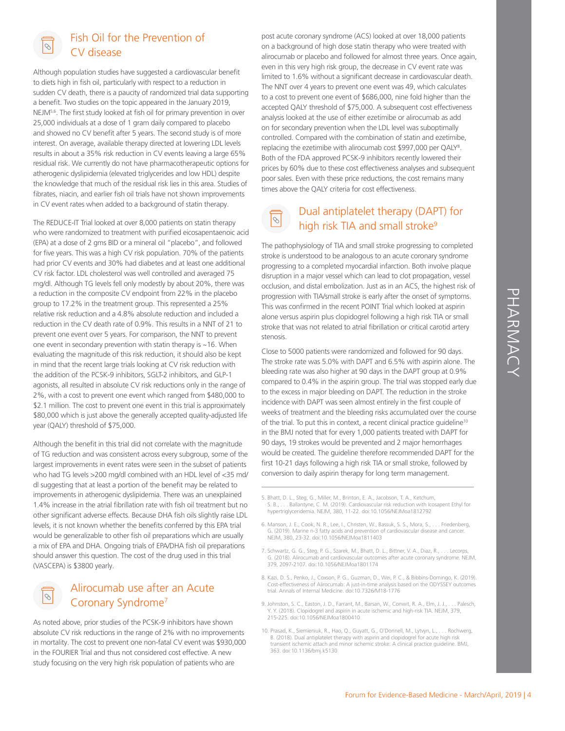## Fish Oil for the Prevention of CV disease

Although population studies have suggested a cardiovascular benefit to diets high in fish oil, particularly with respect to a reduction in sudden CV death, there is a paucity of randomized trial data supporting a benefit. Two studies on the topic appeared in the January 2019, NEJM[5,6]. The first study looked at fish oil for primary prevention in over 25,000 individuals at a dose of 1 gram daily compared to placebo and showed no CV benefit after 5 years. The second study is of more interest. On average, available therapy directed at lowering LDL levels results in about a 35% risk reduction in CV events leaving a large 65% residual risk. We currently do not have pharmacotherapeutic options for atherogenic dyslipidemia (elevated triglycerides and low HDL) despite the knowledge that much of the residual risk lies in this area. Studies of fibrates, niacin, and earlier fish oil trials have not shown improvements in CV event rates when added to a background of statin therapy.

The REDUCE-IT Trial looked at over 8,000 patients on statin therapy who were randomized to treatment with purified eicosapentaenoic acid (EPA) at a dose of 2 gms BID or a mineral oil "placebo", and followed for five years. This was a high CV risk population. 70% of the patients had prior CV events and 30% had diabetes and at least one additional CV risk factor. LDL cholesterol was well controlled and averaged 75 mg/dl. Although TG levels fell only modestly by about 20%, there was a reduction in the composite CV endpoint from 22% in the placebo group to 17.2% in the treatment group. This represented a 25% relative risk reduction and a 4.8% absolute reduction and included a reduction in the CV death rate of 0.9%. This results in a NNT of 21 to prevent one event over 5 years. For comparison, the NNT to prevent one event in secondary prevention with statin therapy is ~16. When evaluating the magnitude of this risk reduction, it should also be kept in mind that the recent large trials looking at CV risk reduction with the addition of the PCSK-9 inhibitors, SGLT-2 inhibitors, and GLP-1 agonists, all resulted in absolute CV risk reductions only in the range of 2%, with a cost to prevent one event which ranged from $480,000 to $2.1 million. The cost to prevent one event in this trial is approximately $80,000 which is just above the generally accepted quality-adjusted life year (QALY) threshold of $75,000.

Although the benefit in this trial did not correlate with the magnitude of TG reduction and was consistent across every subgroup, some of the largest improvements in event rates were seen in the subset of patients who had TG levels >200 mg/dl combined with an HDL level of <35 md/dl suggesting that at least a portion of the benefit may be related to improvements in atherogenic dyslipidemia. There was an unexplained 1.4% increase in the atrial fibrillation rate with fish oil treatment but no other significant adverse effects. Because DHA fish oils slightly raise LDL levels, it is not known whether the benefits conferred by this EPA trial would be generalizable to other fish oil preparations which are usually a mix of EPA and DHA. Ongoing trials of EPA/DHA fish oil preparations should answer this question. The cost of the drug used in this trial (VASCEPA) is $3800 yearly.

## Alirocumab use after an Acute Coronary Syndrome[7]

As noted above, prior studies of the PCSK-9 inhibitors have shown absolute CV risk reductions in the range of 2% with no improvements in mortality. The cost to prevent one non-fatal CV event was $930,000 in the FOURIER Trial and thus not considered cost effective. A new study focusing on the very high risk population of patients who are post acute coronary syndrome (ACS) looked at over 18,000 patients on a background of high dose statin therapy who were treated with alirocumab or placebo and followed for almost three years. Once again, even in this very high risk group, the decrease in CV event rate was limited to 1.6% without a significant decrease in cardiovascular death. The NNT over 4 years to prevent one event was 49, which calculates to a cost to prevent one event of $686,000, nine fold higher than the accepted QALY threshold of $75,000. A subsequent cost effectiveness analysis looked at the use of either ezetimibe or alirocumab as add on for secondary prevention when the LDL level was suboptimally controlled. Compared with the combination of statin and ezetimibe, replacing the ezetimibe with alirocumab cost $997,000 per QALY[8]. Both of the FDA approved PCSK-9 inhibitors recently lowered their prices by 60% due to these cost effectiveness analyses and subsequent poor sales. Even with these price reductions, the cost remains many times above the QALY criteria for cost effectiveness.

## Dual antiplatelet therapy (DAPT) for high risk TIA and small stroke[9]

The pathophysiology of TIA and small stroke progressing to completed stroke is understood to be analogous to an acute coronary syndrome progressing to a completed myocardial infarction. Both involve plaque disruption in a major vessel which can lead to clot propagation, vessel occlusion, and distal embolization. Just as in an ACS, the highest risk of progression with TIA/small stroke is early after the onset of symptoms. This was confirmed in the recent POINT Trial which looked at aspirin alone versus aspirin plus clopidogrel following a high risk TIA or small stroke that was not related to atrial fibrillation or critical carotid artery stenosis.

Close to 5000 patients were randomized and followed for 90 days. The stroke rate was 5.0% with DAPT and 6.5% with aspirin alone. The bleeding rate was also higher at 90 days in the DAPT group at 0.9% compared to 0.4% in the aspirin group. The trial was stopped early due to the excess in major bleeding on DAPT. The reduction in the stroke incidence with DAPT was seen almost entirely in the first couple of weeks of treatment and the bleeding risks accumulated over the course of the trial. To put this in context, a recent clinical practice guideline[10] in the BMJ noted that for every 1,000 patients treated with DAPT for 90 days, 19 strokes would be prevented and 2 major hemorrhages would be created. The guideline therefore recommended DAPT for the first 10-21 days following a high risk TIA or small stroke, followed by conversion to daily aspirin therapy for long term management.

---

5. Bhatt, D. L., Steg, G., Miller, M., Brinton, E. A., Jacobson, T. A., Ketchum, S. B., . . . Ballantyne, C. M. (2019). Cardiovascular risk reduction with Icosapent Ethyl for hypertriglyceridemia. NEJM, 380, 11-22. doi:10.1056/NEJMoa1812792

6. Manson, J. E., Cook, N. R., Lee, I., Christen, W., Bassuk, S. S., Mora, S., . . . Friedenberg, G. (2019). Marine n-3 fatty acids and prevention of cardiovascular disease and cancer. NEJM, 380, 23-32. doi:10.1056/NEJMoa1811403

7. Schwartz, G. G., Steg, P. G., Szarek, M., Bhatt, D. L., Bittner, V. A., Diaz, R., . . . Lecorps, G. (2018). Alirocumab and cardiovascular outcomes after acute coronary syndrome. NEJM, 379, 2097-2107. doi:10.1056/NEJMoa1801174

8. Kazi, D. S., Penko, J., Coxson, P. G., Guzman, D., Wei, P. C., & Bibbins-Domingo, K. (2019). Cost-effectiveness of Alirocumab: A just-in-time analysis based on the ODYSSEY outcomes trial. Annals of Internal Medicine. doi:10.7326/M18-1776

9. Johnston, S. C., Easton, J. D., Farrant, M., Barsan, W., Conwit, R. A., Elm, J. J., . . . Palesch, Y. Y. (2018). Clopidogrel and aspirin in acute ischemic and high-risk TIA. NEJM, 379, 215-225. doi:10.1056/NEJMoa1800410

10. Prasad, K., Siemieniuk, R., Hao, Q., Guyatt, G., O'Donnell, M., Lytvyn, L., . . . Rochwerg, B. (2018). Dual antiplatelet therapy with aspirin and clopidogrel for acute high risk transient ischemic attach and minor ischemic stroke: A clinical practice guideline. BMJ, 363. doi:10.1136/bmj.k5130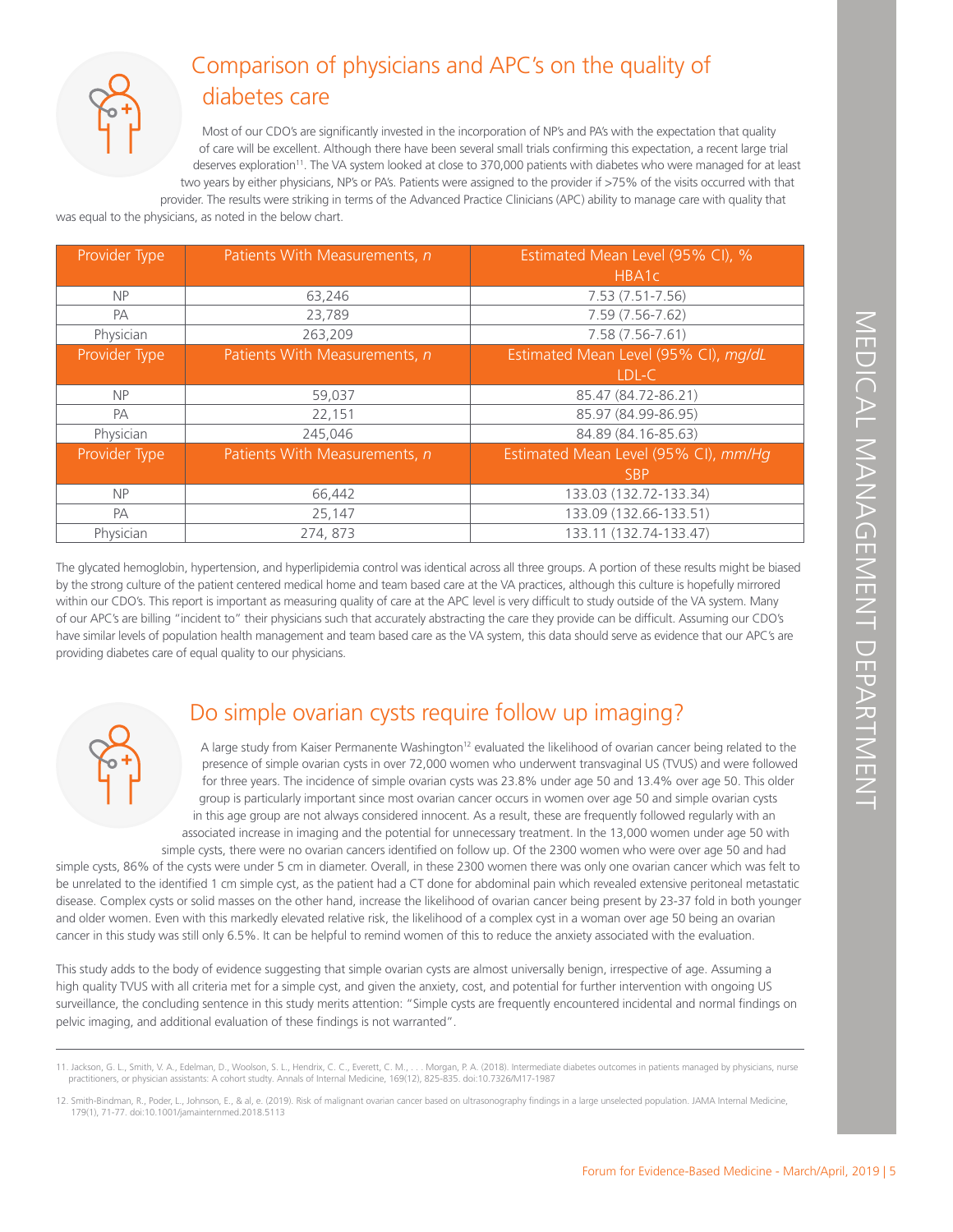## Comparison of physicians and APC's on the quality of diabetes care

Most of our CDO's are significantly invested in the incorporation of NP's and PA's with the expectation that quality of care will be excellent. Although there have been several small trials confirming this expectation, a recent large trial deserves exploration[11]. The VA system looked at close to 370,000 patients with diabetes who were managed for at least two years by either physicians, NP's or PA's. Patients were assigned to the provider if >75% of the visits occurred with that provider. The results were striking in terms of the Advanced Practice Clinicians (APC) ability to manage care with quality that was equal to the physicians, as noted in the below chart.

| Provider Type | Patients With Measurements, *n* | Estimated Mean Level (95% CI), % HBA1c |
|---|---|---|
| NP | 63,246 | 7.53 (7.51-7.56) |
| PA | 23,789 | 7.59 (7.56-7.62) |
| Physician | 263,209 | 7.58 (7.56-7.61) |
| **Provider Type** | **Patients With Measurements, *n*** | **Estimated Mean Level (95% CI), *mg/dL* LDL-C** |
| NP | 59,037 | 85.47 (84.72-86.21) |
| PA | 22,151 | 85.97 (84.99-86.95) |
| Physician | 245,046 | 84.89 (84.16-85.63) |
| **Provider Type** | **Patients With Measurements, *n*** | **Estimated Mean Level (95% CI), *mm/Hg* SBP** |
| NP | 66,442 | 133.03 (132.72-133.34) |
| PA | 25,147 | 133.09 (132.66-133.51) |
| Physician | 274, 873 | 133.11 (132.74-133.47) |

The glycated hemoglobin, hypertension, and hyperlipidemia control was identical across all three groups. A portion of these results might be biased by the strong culture of the patient centered medical home and team based care at the VA practices, although this culture is hopefully mirrored within our CDO's. This report is important as measuring quality of care at the APC level is very difficult to study outside of the VA system. Many of our APC's are billing "incident to" their physicians such that accurately abstracting the care they provide can be difficult. Assuming our CDO's have similar levels of population health management and team based care as the VA system, this data should serve as evidence that our APC's are providing diabetes care of equal quality to our physicians.

## Do simple ovarian cysts require follow up imaging?

A large study from Kaiser Permanente Washington[12] evaluated the likelihood of ovarian cancer being related to the presence of simple ovarian cysts in over 72,000 women who underwent transvaginal US (TVUS) and were followed for three years. The incidence of simple ovarian cysts was 23.8% under age 50 and 13.4% over age 50. This older group is particularly important since most ovarian cancer occurs in women over age 50 and simple ovarian cysts in this age group are not always considered innocent. As a result, these are frequently followed regularly with an associated increase in imaging and the potential for unnecessary treatment. In the 13,000 women under age 50 with simple cysts, there were no ovarian cancers identified on follow up. Of the 2300 women who were over age 50 and had simple cysts, 86% of the cysts were under 5 cm in diameter. Overall, in these 2300 women there was only one ovarian cancer which was felt to be unrelated to the identified 1 cm simple cyst, as the patient had a CT done for abdominal pain which revealed extensive peritoneal metastatic disease. Complex cysts or solid masses on the other hand, increase the likelihood of ovarian cancer being present by 23-37 fold in both younger and older women. Even with this markedly elevated relative risk, the likelihood of a complex cyst in a woman over age 50 being an ovarian cancer in this study was still only 6.5%. It can be helpful to remind women of this to reduce the anxiety associated with the evaluation.

This study adds to the body of evidence suggesting that simple ovarian cysts are almost universally benign, irrespective of age. Assuming a high quality TVUS with all criteria met for a simple cyst, and given the anxiety, cost, and potential for further intervention with ongoing US surveillance, the concluding sentence in this study merits attention: "Simple cysts are frequently encountered incidental and normal findings on pelvic imaging, and additional evaluation of these findings is not warranted".

---

11. Jackson, G. L., Smith, V. A., Edelman, D., Woolson, S. L., Hendrix, C. C., Everett, C. M., . . . Morgan, P. A. (2018). Intermediate diabetes outcomes in patients managed by physicians, nurse practitioners, or physician assistants: A cohort studty. Annals of Internal Medicine, 169(12), 825-835. doi:10.7326/M17-1987

12. Smith-Bindman, R., Poder, L., Johnson, E., & al, e. (2019). Risk of malignant ovarian cancer based on ultrasonography findings in a large unselected population. JAMA Internal Medicine, 179(1), 71-77. doi:10.1001/jamainternmed.2018.5113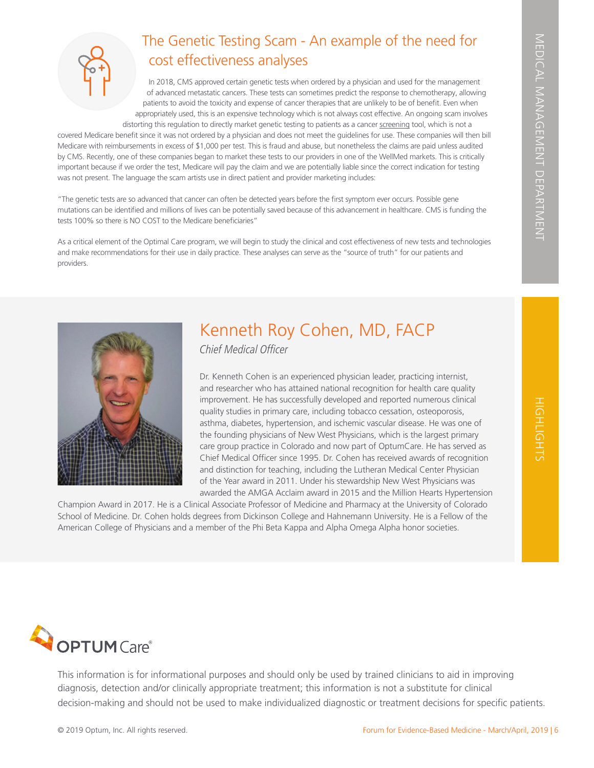## The Genetic Testing Scam - An example of the need for cost effectiveness analyses

In 2018, CMS approved certain genetic tests when ordered by a physician and used for the management of advanced metastatic cancers. These tests can sometimes predict the response to chemotherapy, allowing patients to avoid the toxicity and expense of cancer therapies that are unlikely to be of benefit. Even when appropriately used, this is an expensive technology which is not always cost effective. An ongoing scam involves distorting this regulation to directly market genetic testing to patients as a cancer screening tool, which is not a covered Medicare benefit since it was not ordered by a physician and does not meet the guidelines for use. These companies will then bill Medicare with reimbursements in excess of $1,000 per test. This is fraud and abuse, but nonetheless the claims are paid unless audited by CMS. Recently, one of these companies began to market these tests to our providers in one of the WellMed markets. This is critically important because if we order the test, Medicare will pay the claim and we are potentially liable since the correct indication for testing was not present. The language the scam artists use in direct patient and provider marketing includes:

"The genetic tests are so advanced that cancer can often be detected years before the first symptom ever occurs. Possible gene mutations can be identified and millions of lives can be potentially saved because of this advancement in healthcare. CMS is funding the tests 100% so there is NO COST to the Medicare beneficiaries"

As a critical element of the Optimal Care program, we will begin to study the clinical and cost effectiveness of new tests and technologies and make recommendations for their use in daily practice. These analyses can serve as the "source of truth" for our patients and providers.

MEDICAL MANAGEMENT DEPARTMENT

## Kenneth Roy Cohen, MD, FACP

*Chief Medical Officer*

Dr. Kenneth Cohen is an experienced physician leader, practicing internist, and researcher who has attained national recognition for health care quality improvement. He has successfully developed and reported numerous clinical quality studies in primary care, including tobacco cessation, osteoporosis, asthma, diabetes, hypertension, and ischemic vascular disease. He was one of the founding physicians of New West Physicians, which is the largest primary care group practice in Colorado and now part of OptumCare. He has served as Chief Medical Officer since 1995. Dr. Cohen has received awards of recognition and distinction for teaching, including the Lutheran Medical Center Physician of the Year award in 2011. Under his stewardship New West Physicians was awarded the AMGA Acclaim award in 2015 and the Million Hearts Hypertension Champion Award in 2017. He is a Clinical Associate Professor of Medicine and Pharmacy at the University of Colorado School of Medicine. Dr. Cohen holds degrees from Dickinson College and Hahnemann University. He is a Fellow of the American College of Physicians and a member of the Phi Beta Kappa and Alpha Omega Alpha honor societies.

HIGHLIGHTS

OPTUM Care®

This information is for informational purposes and should only be used by trained clinicians to aid in improving diagnosis, detection and/or clinically appropriate treatment; this information is not a substitute for clinical decision-making and should not be used to make individualized diagnostic or treatment decisions for specific patients.

© 2019 Optum, Inc. All rights reserved.